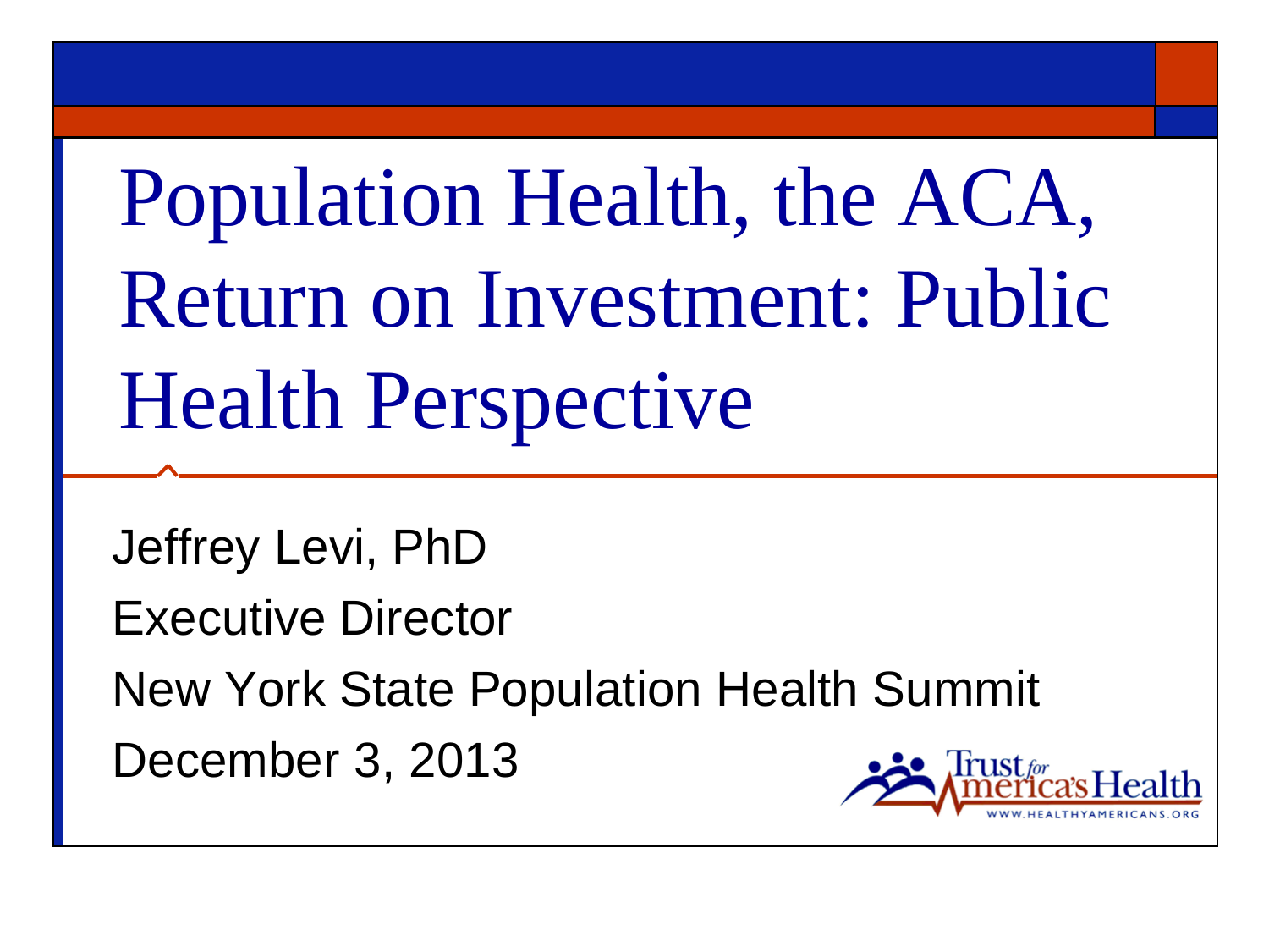# Population Health, the ACA, Return on Investment: Public Health Perspective

Jeffrey Levi, PhD

Executive Director

New York State Population Health Summit

December 3, 2013

Trust for America's Health

WWW.HEALTHYAMERICANS.ORG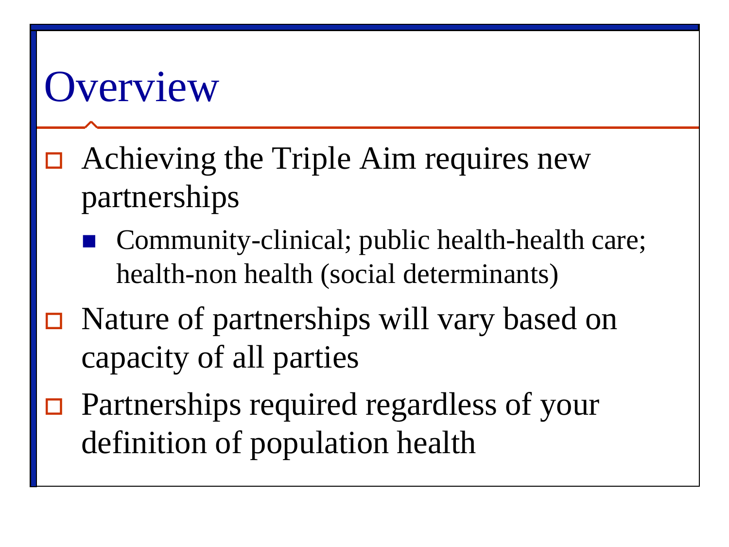# Overview

- Achieving the Triple Aim requires new partnerships
  - Community-clinical; public health-health care; health-non health (social determinants)
- Nature of partnerships will vary based on capacity of all parties
- Partnerships required regardless of your definition of population health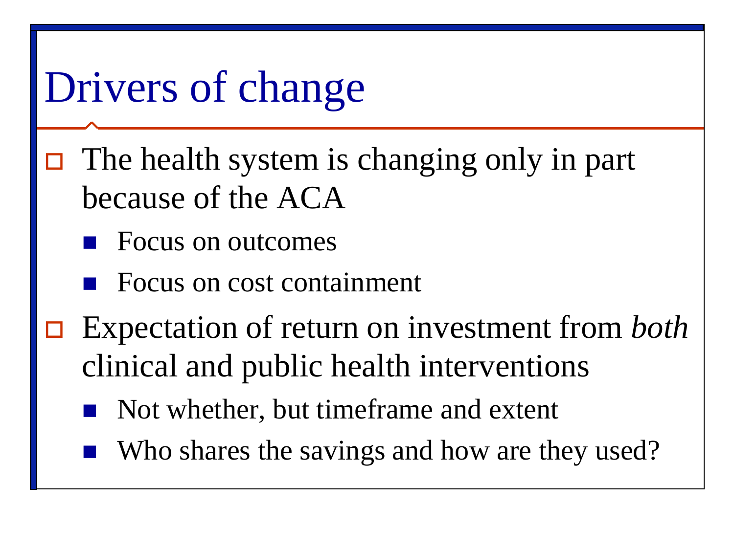# Drivers of change

- The health system is changing only in part because of the ACA
  - Focus on outcomes
  - Focus on cost containment
- Expectation of return on investment from *both* clinical and public health interventions
  - Not whether, but timeframe and extent
  - Who shares the savings and how are they used?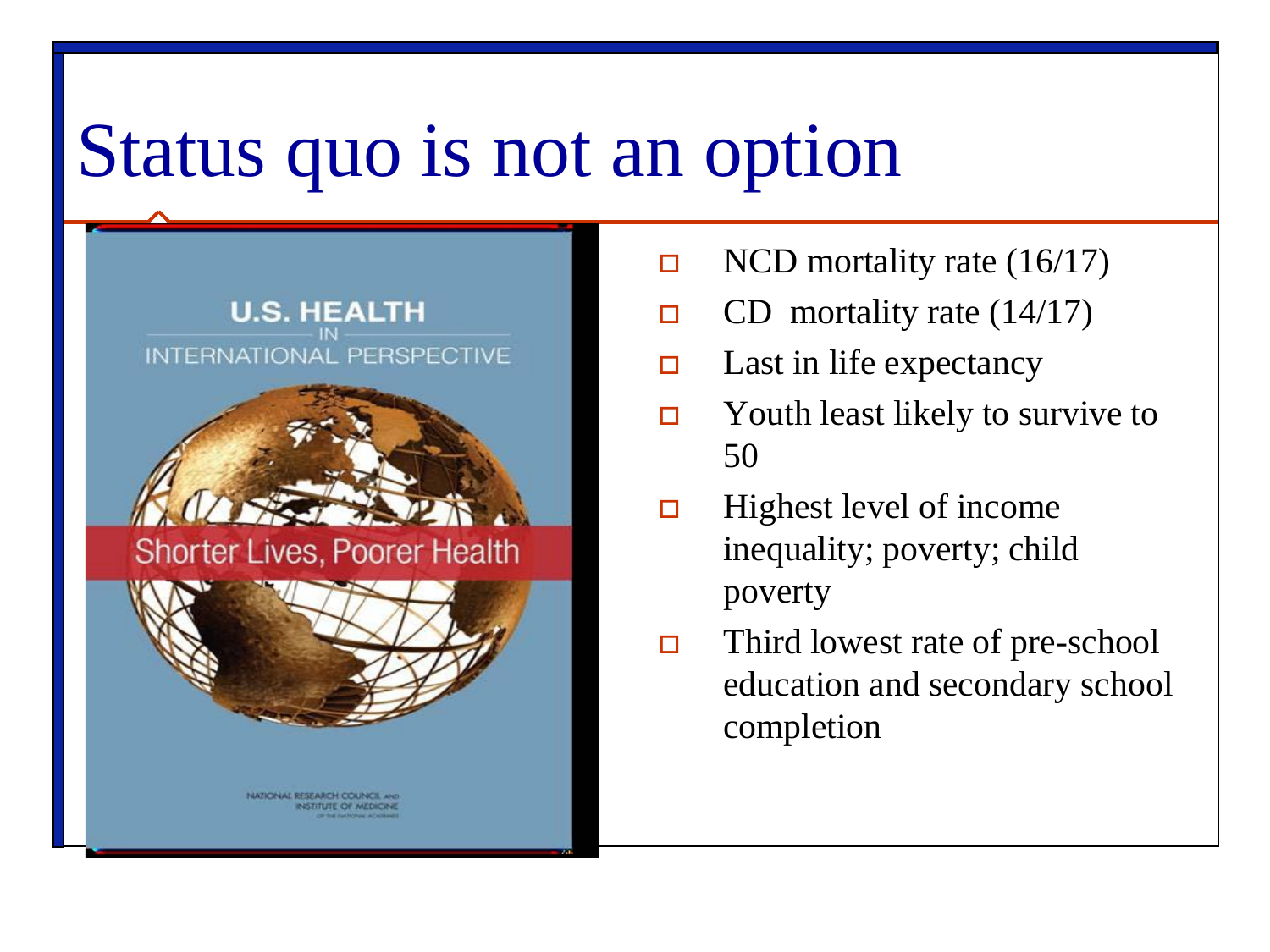# Status quo is not an option

- NCD mortality rate (16/17)
- CD mortality rate (14/17)
- Last in life expectancy
- Youth least likely to survive to 50
- Highest level of income inequality; poverty; child poverty
- Third lowest rate of pre-school education and secondary school completion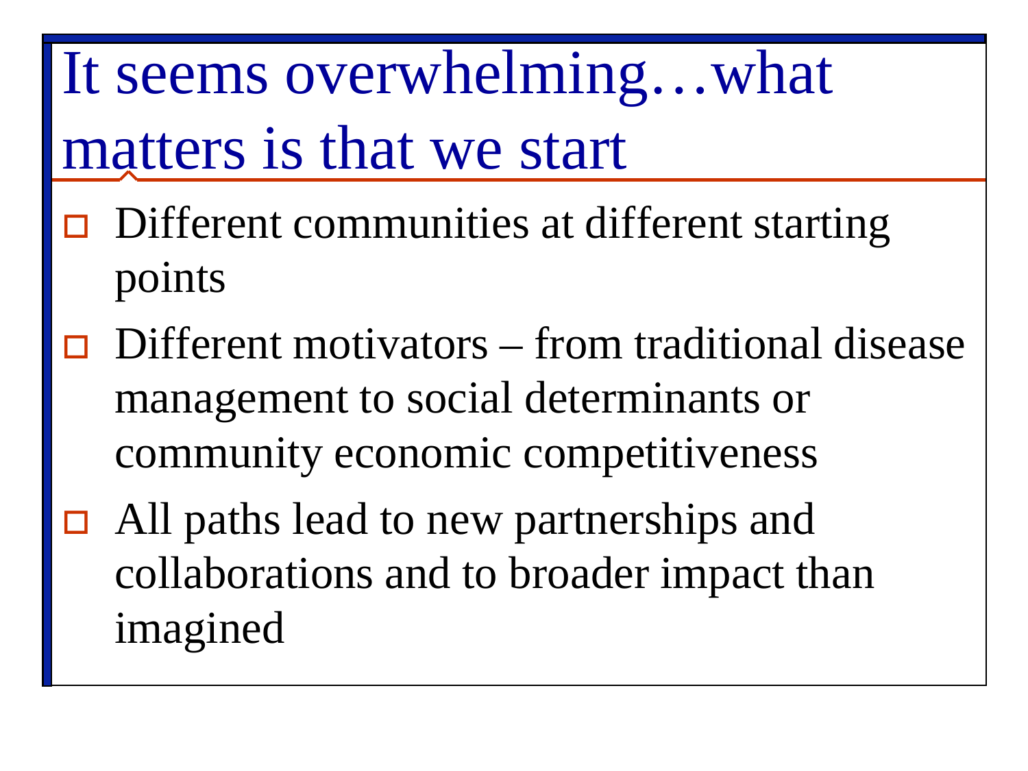# It seems overwhelming…what matters is that we start

- Different communities at different starting points
- Different motivators – from traditional disease management to social determinants or community economic competitiveness
- All paths lead to new partnerships and collaborations and to broader impact than imagined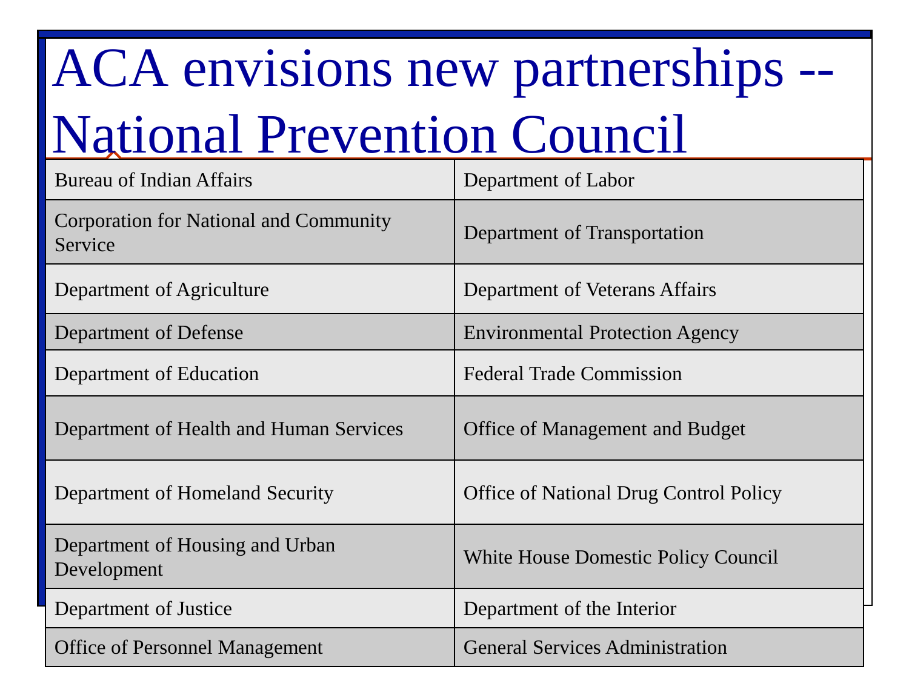# ACA envisions new partnerships -- National Prevention Council

| | |
|---|---|
| Bureau of Indian Affairs | Department of Labor |
| Corporation for National and Community Service | Department of Transportation |
| Department of Agriculture | Department of Veterans Affairs |
| Department of Defense | Environmental Protection Agency |
| Department of Education | Federal Trade Commission |
| Department of Health and Human Services | Office of Management and Budget |
| Department of Homeland Security | Office of National Drug Control Policy |
| Department of Housing and Urban Development | White House Domestic Policy Council |
| Department of Justice | Department of the Interior |
| Office of Personnel Management | General Services Administration |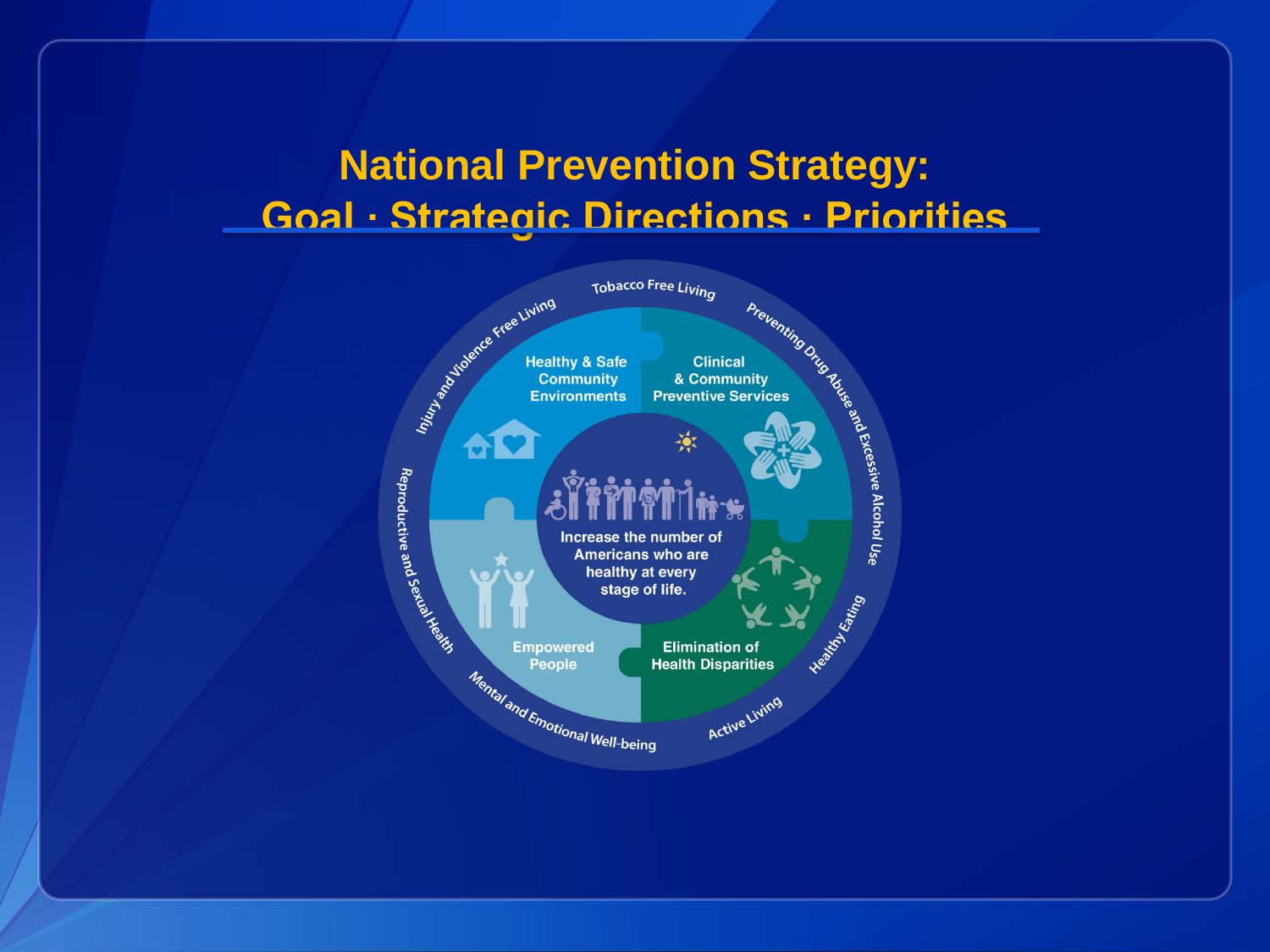# National Prevention Strategy: Goal · Strategic Directions · Priorities

Tobacco Free Living

Preventing Drug Abuse and Excessive Alcohol Use

Healthy Eating

Active Living

Mental and Emotional Well-being

Reproductive and Sexual Health

Injury and Violence Free Living

Healthy & Safe Community Environments

Clinical & Community Preventive Services

Empowered People

Elimination of Health Disparities

Increase the number of Americans who are healthy at every stage of life.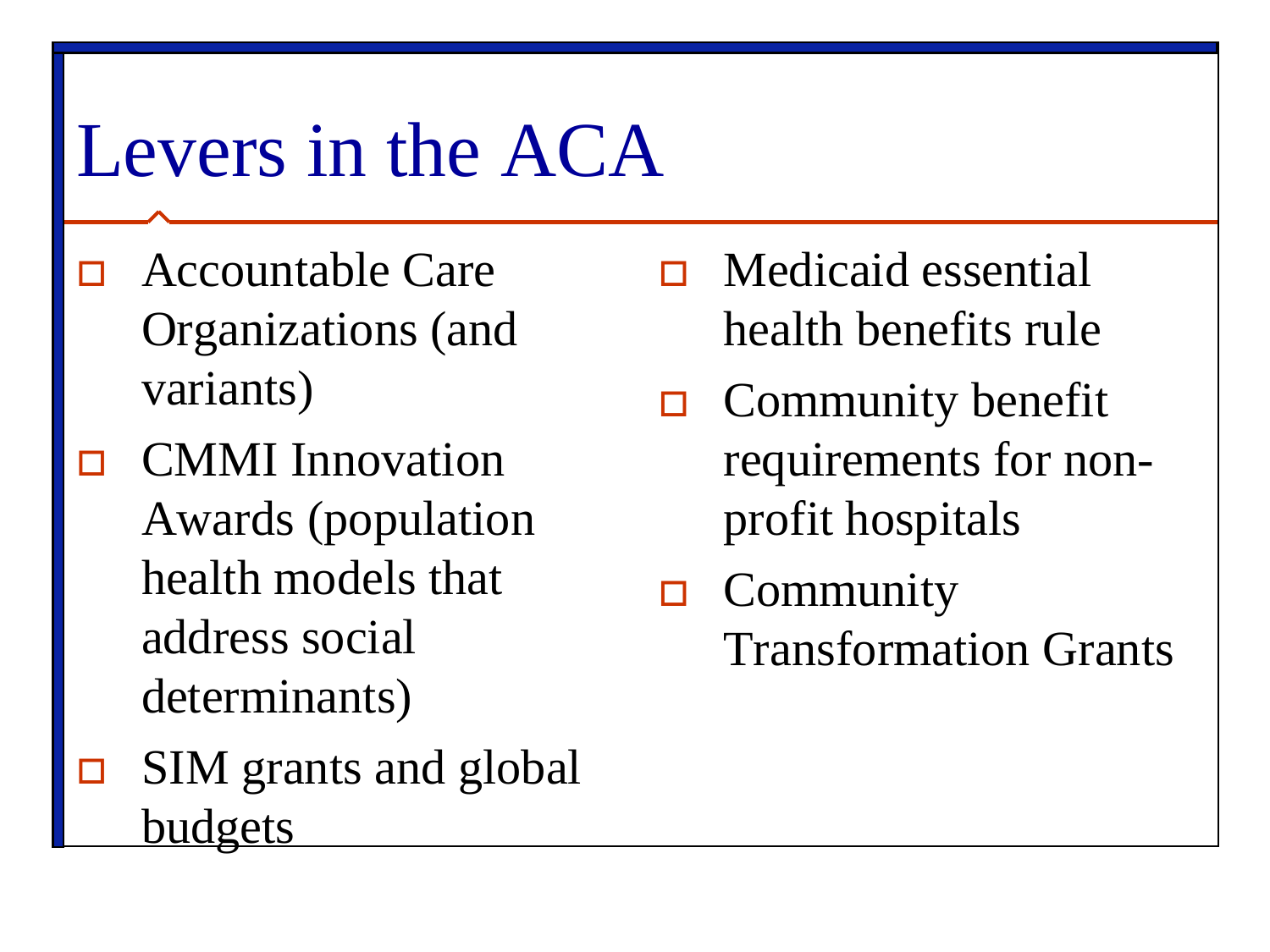# Levers in the ACA

- Accountable Care Organizations (and variants)
- CMMI Innovation Awards (population health models that address social determinants)
- SIM grants and global budgets
- Medicaid essential health benefits rule
- Community benefit requirements for non-profit hospitals
- Community Transformation Grants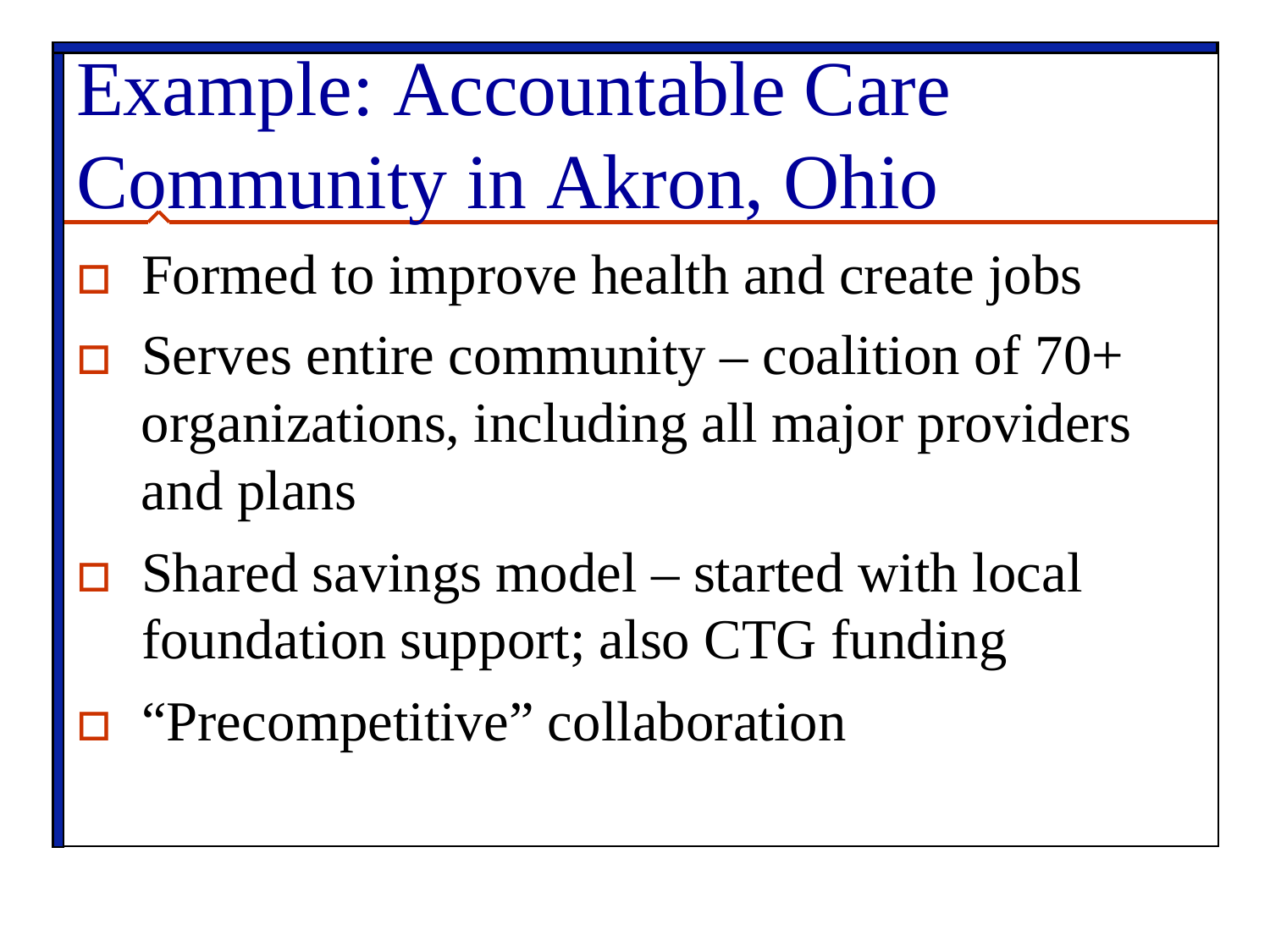# Example: Accountable Care Community in Akron, Ohio

- Formed to improve health and create jobs
- Serves entire community – coalition of 70+ organizations, including all major providers and plans
- Shared savings model – started with local foundation support; also CTG funding
- "Precompetitive" collaboration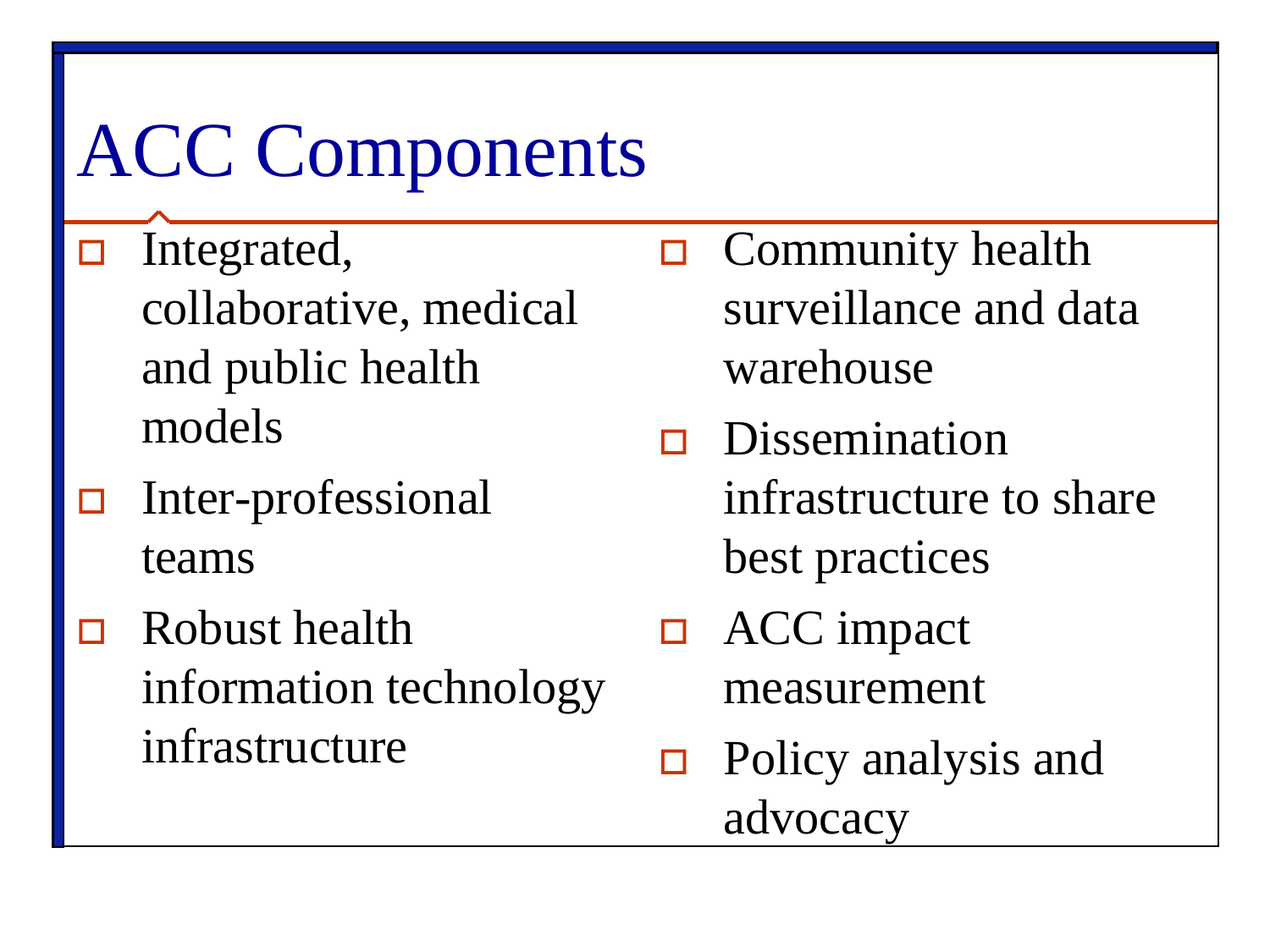# ACC Components

- Integrated, collaborative, medical and public health models
- Inter-professional teams
- Robust health information technology infrastructure
- Community health surveillance and data warehouse
- Dissemination infrastructure to share best practices
- ACC impact measurement
- Policy analysis and advocacy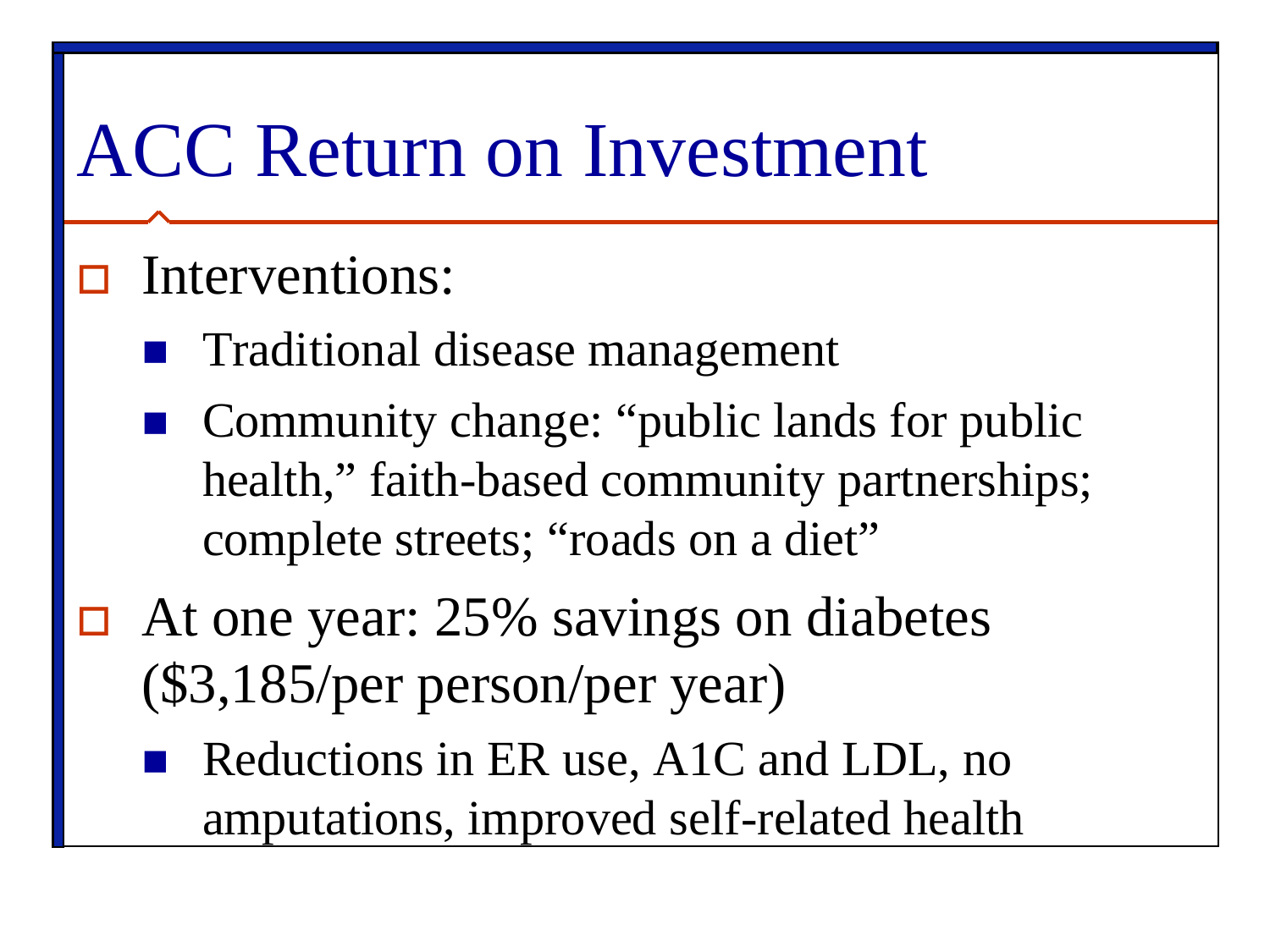# ACC Return on Investment

- Interventions:
  - Traditional disease management
  - Community change: "public lands for public health," faith-based community partnerships; complete streets; "roads on a diet"
- At one year: 25% savings on diabetes ($3,185/per person/per year)
  - Reductions in ER use, A1C and LDL, no amputations, improved self-related health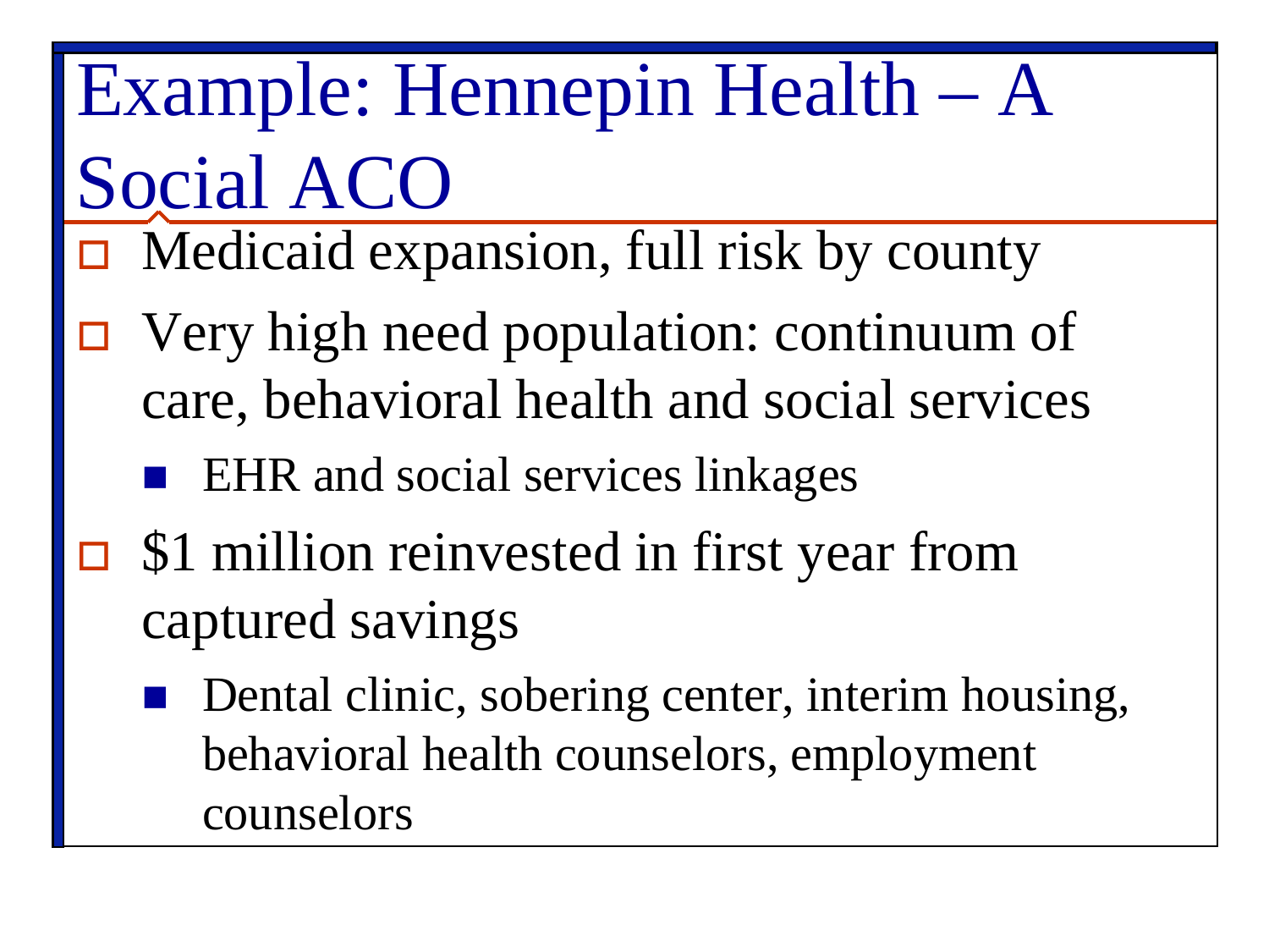# Example: Hennepin Health – A Social ACO

- Medicaid expansion, full risk by county
- Very high need population: continuum of care, behavioral health and social services
  - EHR and social services linkages
- $1 million reinvested in first year from captured savings
  - Dental clinic, sobering center, interim housing, behavioral health counselors, employment counselors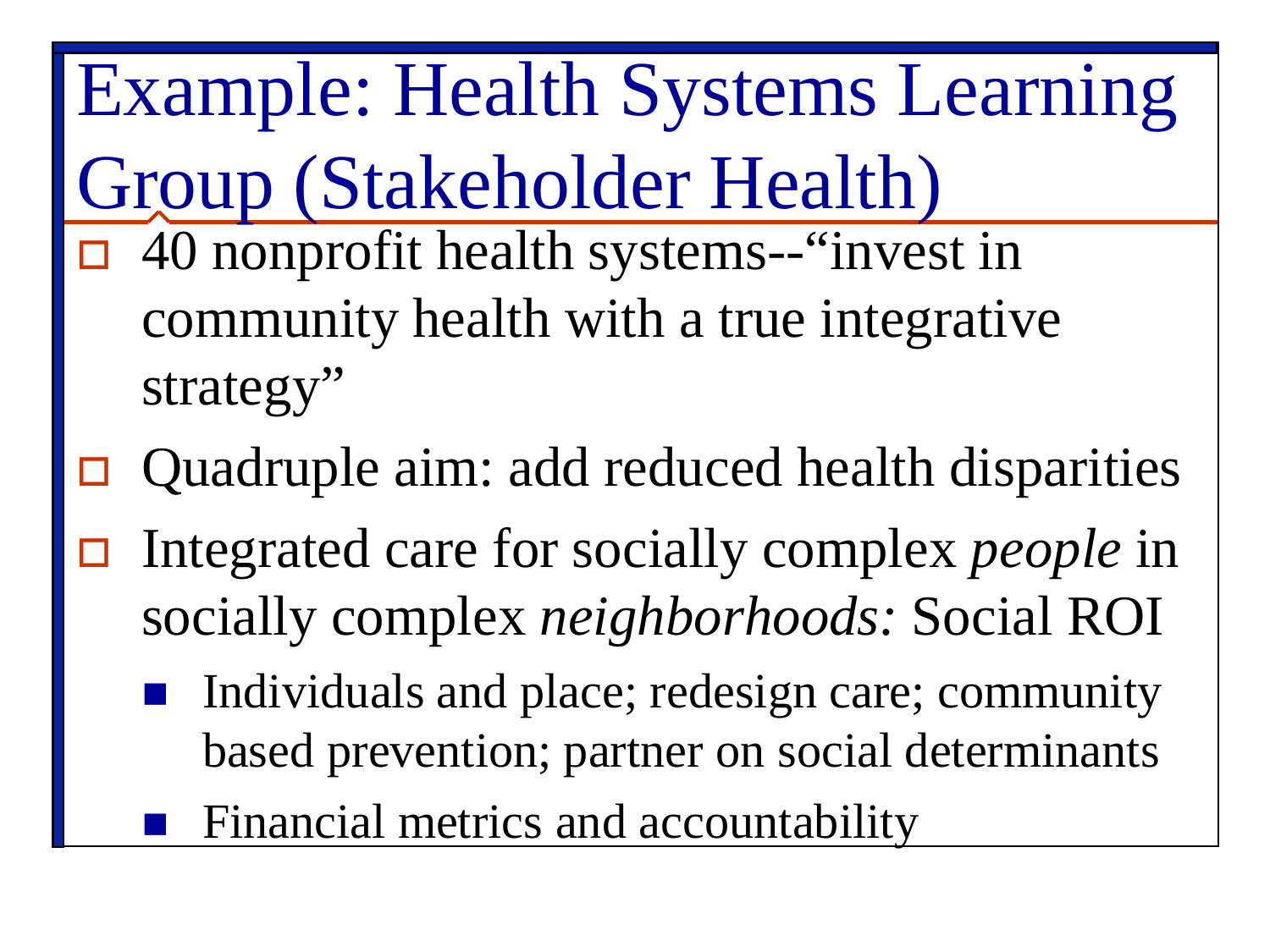# Example: Health Systems Learning Group (Stakeholder Health)

- 40 nonprofit health systems--"invest in community health with a true integrative strategy"
- Quadruple aim: add reduced health disparities
- Integrated care for socially complex *people* in socially complex *neighborhoods:* Social ROI
  - Individuals and place; redesign care; community based prevention; partner on social determinants
  - Financial metrics and accountability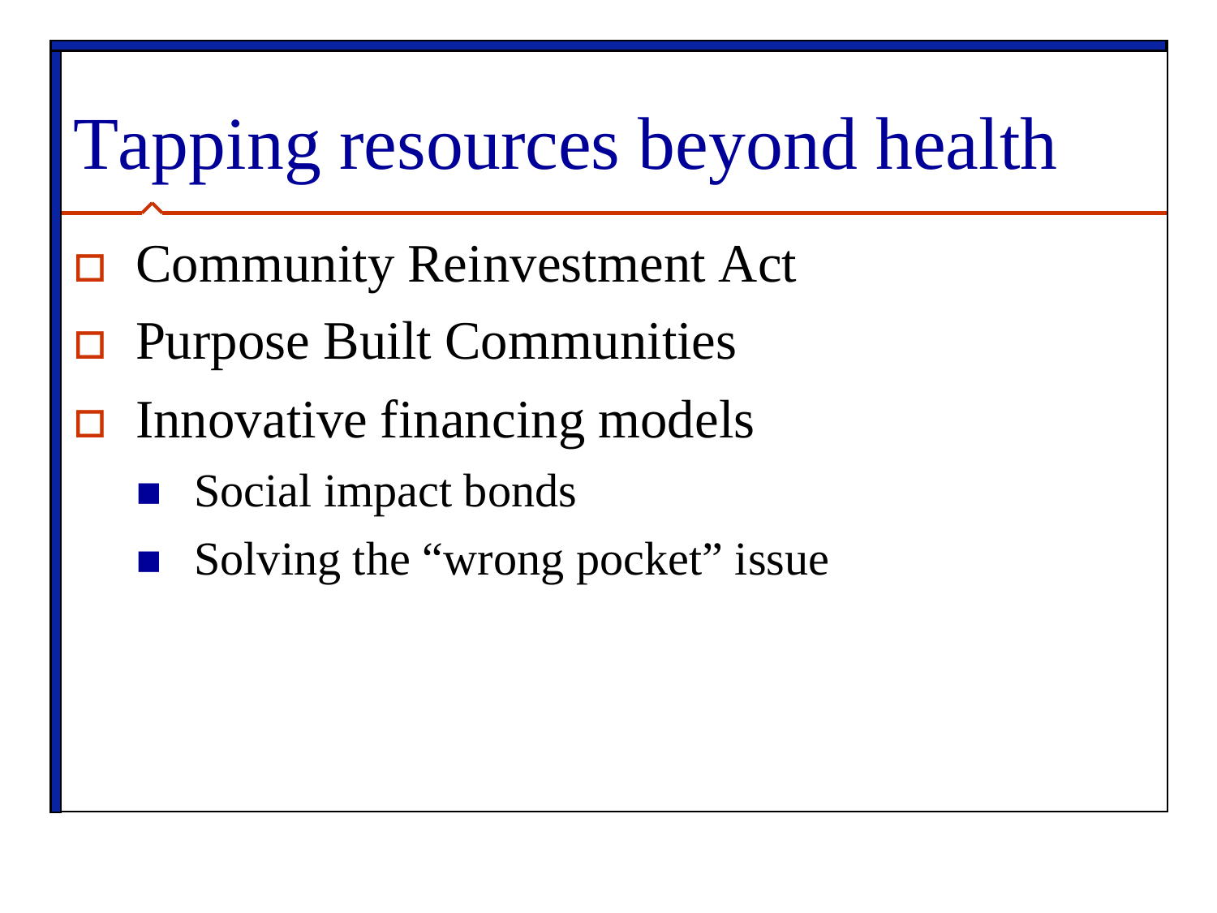# Tapping resources beyond health

- Community Reinvestment Act
- Purpose Built Communities
- Innovative financing models
  - Social impact bonds
  - Solving the "wrong pocket" issue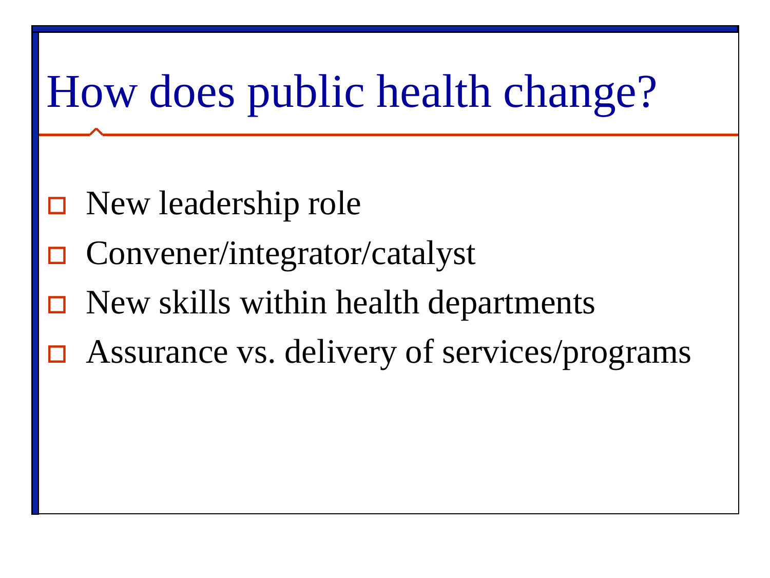# How does public health change?

- New leadership role
- Convener/integrator/catalyst
- New skills within health departments
- Assurance vs. delivery of services/programs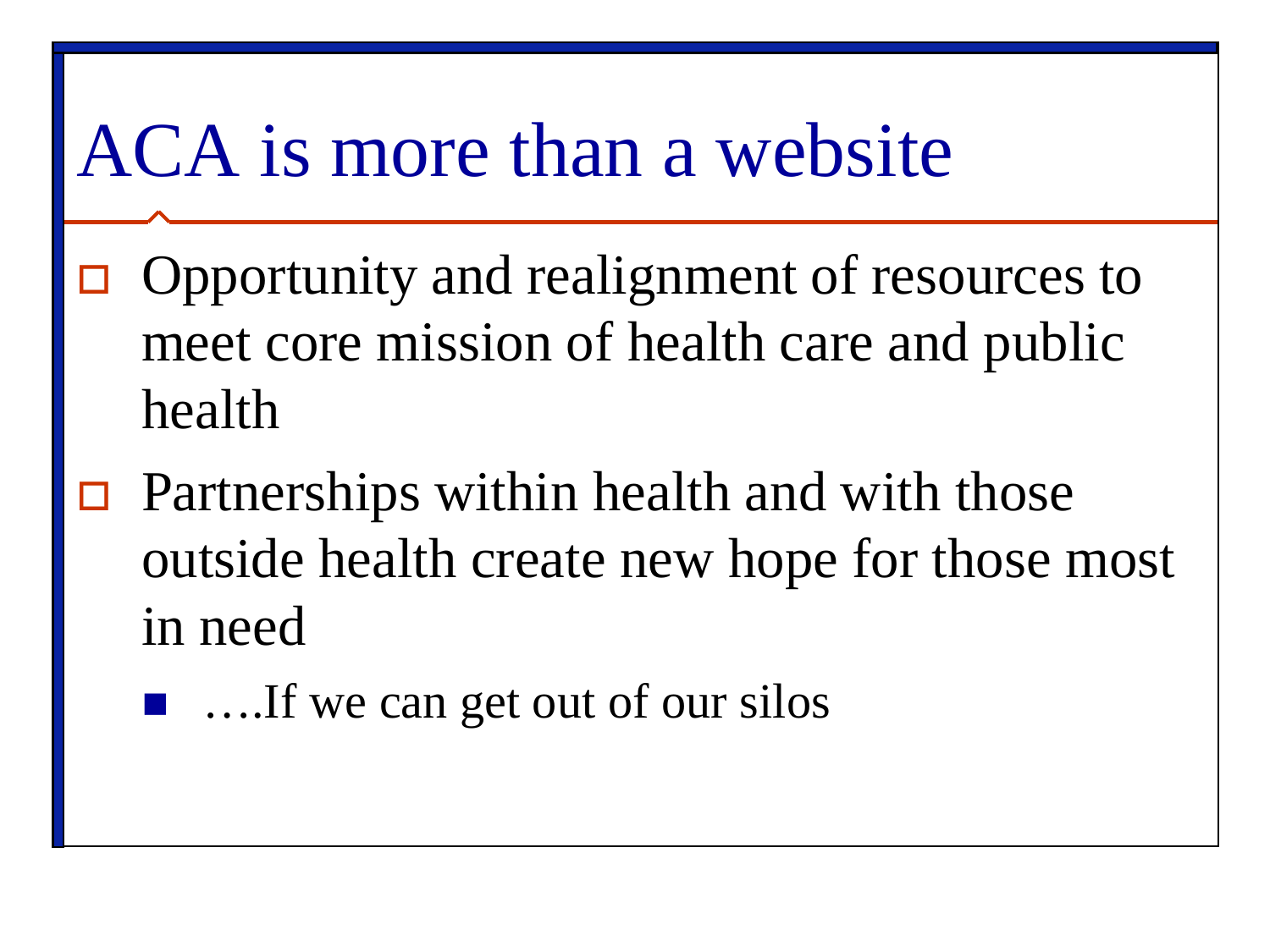# ACA is more than a website

- Opportunity and realignment of resources to meet core mission of health care and public health
- Partnerships within health and with those outside health create new hope for those most in need
  - ….If we can get out of our silos